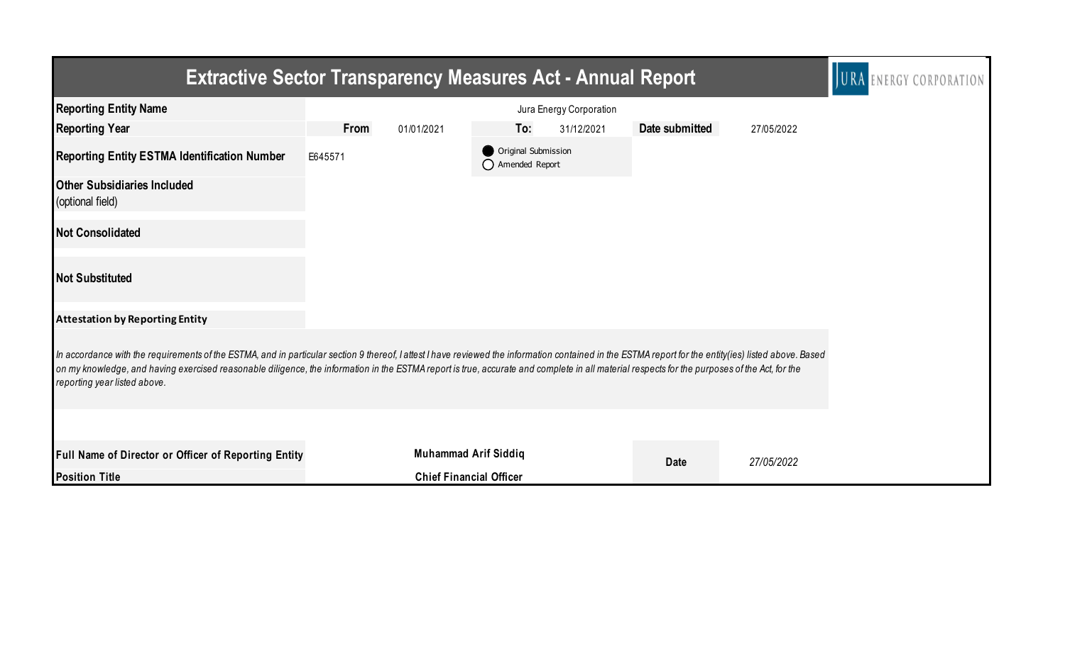# Extractive Sector Transparency Measures Act - Annual Report

JURA ENERGY CORPORATION

| | | | | | | |
|---|---|---|---|---|---|---|
| **Reporting Entity Name** | | | Jura Energy Corporation | | | |
| **Reporting Year** | **From** | 01/01/2021 | **To:** | 31/12/2021 | **Date submitted** | 27/05/2022 |
| **Reporting Entity ESTMA Identification Number** | E645571 | | ● Original Submission<br>○ Amended Report | | | |
| **Other Subsidiaries Included** (optional field) | | | | | | |
| **Not Consolidated** | | | | | | |
| **Not Substituted** | | | | | | |

**Attestation by Reporting Entity**

*In accordance with the requirements of the ESTMA, and in particular section 9 thereof, I attest I have reviewed the information contained in the ESTMA report for the entity(ies) listed above. Based on my knowledge, and having exercised reasonable diligence, the information in the ESTMA report is true, accurate and complete in all material respects for the purposes of the Act, for the reporting year listed above.*

| | | | |
|---|---|---|---|
| **Full Name of Director or Officer of Reporting Entity** | **Muhammad Arif Siddiq** | **Date** | *27/05/2022* |
| **Position Title** | **Chief Financial Officer** | | |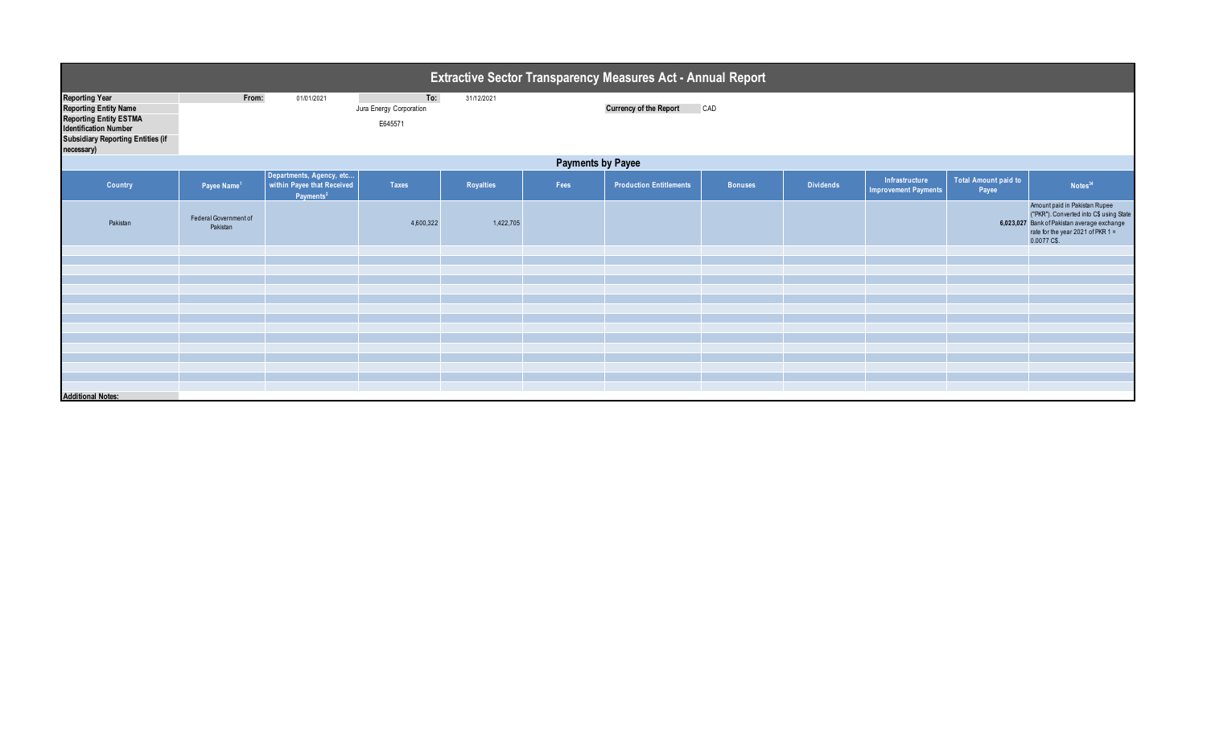# Extractive Sector Transparency Measures Act - Annual Report

| | | | | |
|---|---|---|---|---|
| **Reporting Year** | **From:** | 01/01/2021 | **To:** | 31/12/2021 |
| **Reporting Entity Name** | | Jura Energy Corporation | | |
| **Reporting Entity ESTMA Identification Number** | | E645571 | | |
| **Subsidiary Reporting Entities (if necessary)** | | | | |

**Currency of the Report** CAD

## Payments by Payee

| Country | Payee Name[1] | Departments, Agency, etc... within Payee that Received Payments[2] | Taxes | Royalties | Fees | Production Entitlements | Bonuses | Dividends | Infrastructure Improvement Payments | Total Amount paid to Payee | Notes[34] |
|---|---|---|---|---|---|---|---|---|---|---|---|
| Pakistan | Federal Government of Pakistan | | 4,600,322 | 1,422,705 | | | | | | **6,023,027** | Amount paid in Pakistan Rupee ("PKR"). Converted into C$ using State Bank of Pakistan average exchange rate for the year 2021 of PKR 1 = 0.0077 C$. |

**Additional Notes:**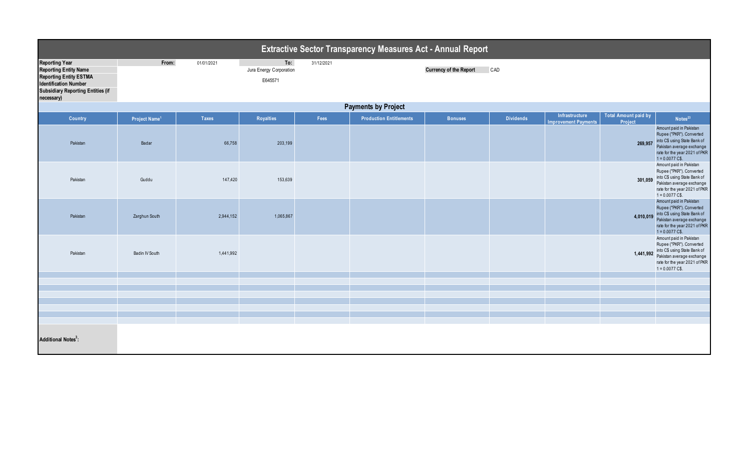# Extractive Sector Transparency Measures Act - Annual Report

| | | | | | |
|---|---|---|---|---|---|
| **Reporting Year** | From: | 01/01/2021 | To: | 31/12/2021 | |
| **Reporting Entity Name** | | Jura Energy Corporation | | **Currency of the Report** | CAD |
| **Reporting Entity ESTMA Identification Number** | | E645571 | | | |
| **Subsidiary Reporting Entities (if necessary)** | | | | | |

## Payments by Project

| Country | Project Name[1] | Taxes | Royalties | Fees | Production Entitlements | Bonuses | Dividends | Infrastructure Improvement Payments | Total Amount paid by Project | Notes[23] |
|---|---|---|---|---|---|---|---|---|---|---|
| Pakistan | Badar | 66,758 | 203,199 | | | | | | 269,957 | Amount paid in Pakistan Rupee ("PKR"). Converted into C$ using State Bank of Pakistan average exchange rate for the year 2021 of PKR 1 = 0.0077 C$. |
| Pakistan | Guddu | 147,420 | 153,639 | | | | | | 301,059 | Amount paid in Pakistan Rupee ("PKR"). Converted into C$ using State Bank of Pakistan average exchange rate for the year 2021 of PKR 1 = 0.0077 C$. |
| Pakistan | Zarghun South | 2,944,152 | 1,065,867 | | | | | | 4,010,019 | Amount paid in Pakistan Rupee ("PKR"). Converted into C$ using State Bank of Pakistan average exchange rate for the year 2021 of PKR 1 = 0.0077 C$. |
| Pakistan | Badin IV South | 1,441,992 | | | | | | | 1,441,992 | Amount paid in Pakistan Rupee ("PKR"). Converted into C$ using State Bank of Pakistan average exchange rate for the year 2021 of PKR 1 = 0.0077 C$. |

**Additional Notes[3]:**